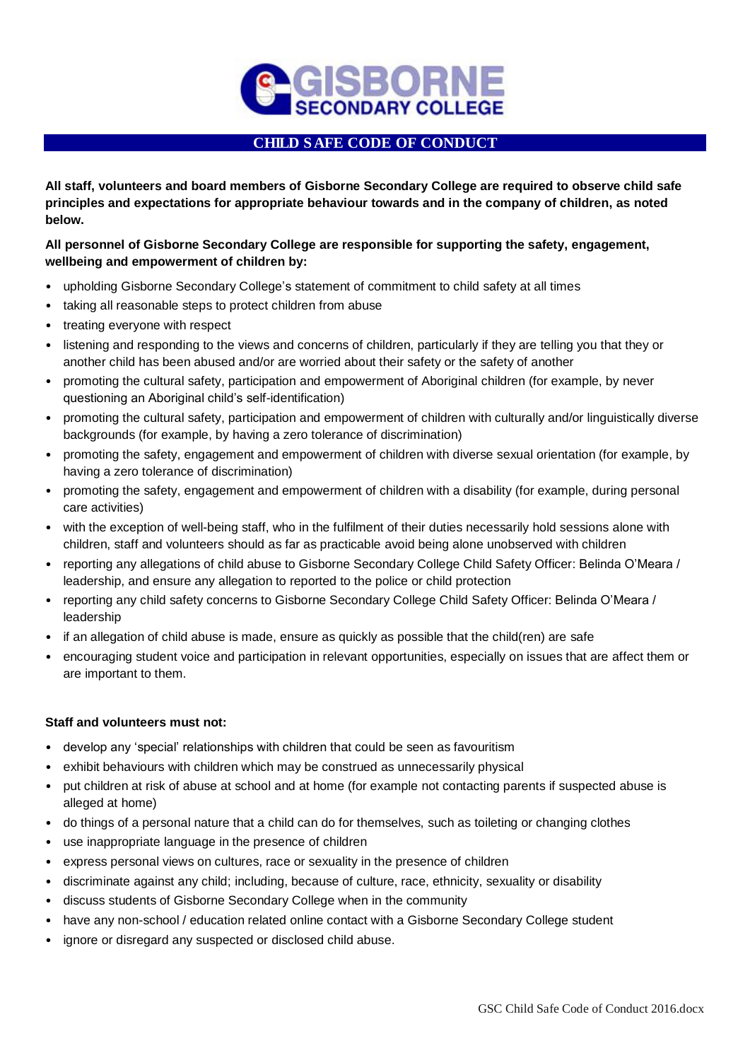# GISBORNE SECONDARY COLLEGE

## CHILD SAFE CODE OF CONDUCT

**All staff, volunteers and board members of Gisborne Secondary College are required to observe child safe principles and expectations for appropriate behaviour towards and in the company of children, as noted below.**

**All personnel of Gisborne Secondary College are responsible for supporting the safety, engagement, wellbeing and empowerment of children by:**

- upholding Gisborne Secondary College's statement of commitment to child safety at all times
- taking all reasonable steps to protect children from abuse
- treating everyone with respect
- listening and responding to the views and concerns of children, particularly if they are telling you that they or another child has been abused and/or are worried about their safety or the safety of another
- promoting the cultural safety, participation and empowerment of Aboriginal children (for example, by never questioning an Aboriginal child's self-identification)
- promoting the cultural safety, participation and empowerment of children with culturally and/or linguistically diverse backgrounds (for example, by having a zero tolerance of discrimination)
- promoting the safety, engagement and empowerment of children with diverse sexual orientation (for example, by having a zero tolerance of discrimination)
- promoting the safety, engagement and empowerment of children with a disability (for example, during personal care activities)
- with the exception of well-being staff, who in the fulfilment of their duties necessarily hold sessions alone with children, staff and volunteers should as far as practicable avoid being alone unobserved with children
- reporting any allegations of child abuse to Gisborne Secondary College Child Safety Officer: Belinda O'Meara / leadership, and ensure any allegation to reported to the police or child protection
- reporting any child safety concerns to Gisborne Secondary College Child Safety Officer: Belinda O'Meara / leadership
- if an allegation of child abuse is made, ensure as quickly as possible that the child(ren) are safe
- encouraging student voice and participation in relevant opportunities, especially on issues that are affect them or are important to them.

**Staff and volunteers must not:**

- develop any 'special' relationships with children that could be seen as favouritism
- exhibit behaviours with children which may be construed as unnecessarily physical
- put children at risk of abuse at school and at home (for example not contacting parents if suspected abuse is alleged at home)
- do things of a personal nature that a child can do for themselves, such as toileting or changing clothes
- use inappropriate language in the presence of children
- express personal views on cultures, race or sexuality in the presence of children
- discriminate against any child; including, because of culture, race, ethnicity, sexuality or disability
- discuss students of Gisborne Secondary College when in the community
- have any non-school / education related online contact with a Gisborne Secondary College student
- ignore or disregard any suspected or disclosed child abuse.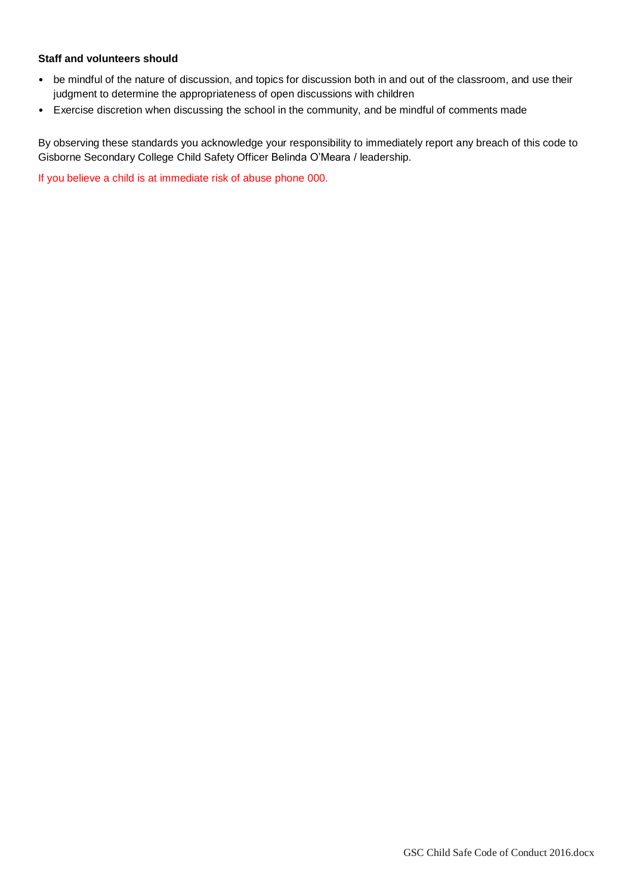**Staff and volunteers should**

- be mindful of the nature of discussion, and topics for discussion both in and out of the classroom, and use their judgment to determine the appropriateness of open discussions with children
- Exercise discretion when discussing the school in the community, and be mindful of comments made

By observing these standards you acknowledge your responsibility to immediately report any breach of this code to Gisborne Secondary College Child Safety Officer Belinda O'Meara / leadership.

If you believe a child is at immediate risk of abuse phone 000.